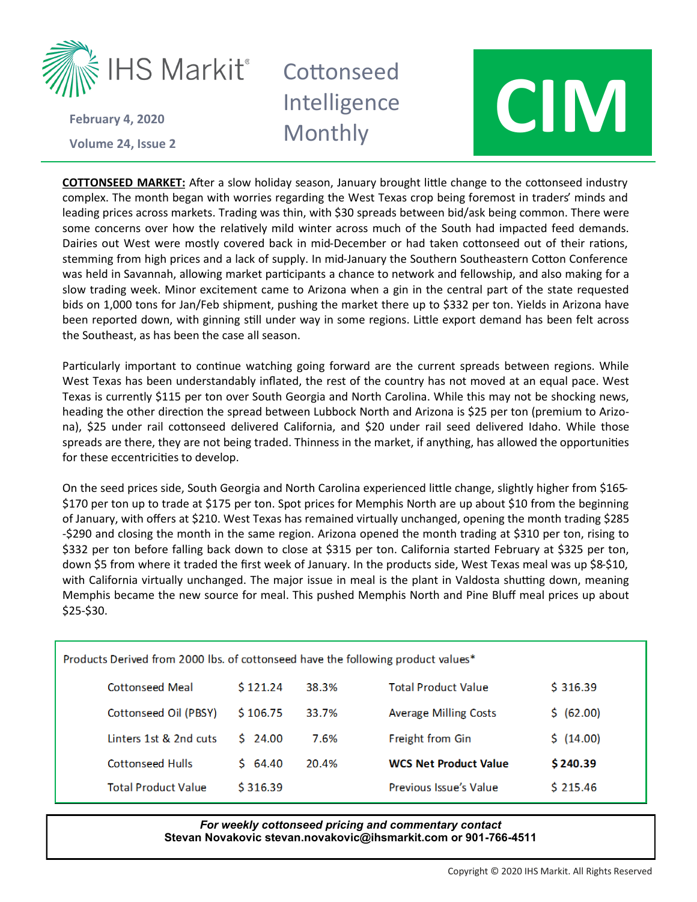IHS Markit

February 4, 2020

Volume 24, Issue 2

# Cottonseed Intelligence Monthly

# CIM

**COTTONSEED MARKET:** After a slow holiday season, January brought little change to the cottonseed industry complex. The month began with worries regarding the West Texas crop being foremost in traders' minds and leading prices across markets. Trading was thin, with $30 spreads between bid/ask being common. There were some concerns over how the relatively mild winter across much of the South had impacted feed demands. Dairies out West were mostly covered back in mid-December or had taken cottonseed out of their rations, stemming from high prices and a lack of supply. In mid-January the Southern Southeastern Cotton Conference was held in Savannah, allowing market participants a chance to network and fellowship, and also making for a slow trading week. Minor excitement came to Arizona when a gin in the central part of the state requested bids on 1,000 tons for Jan/Feb shipment, pushing the market there up to $332 per ton. Yields in Arizona have been reported down, with ginning still under way in some regions. Little export demand has been felt across the Southeast, as has been the case all season.

Particularly important to continue watching going forward are the current spreads between regions. While West Texas has been understandably inflated, the rest of the country has not moved at an equal pace. West Texas is currently $115 per ton over South Georgia and North Carolina. While this may not be shocking news, heading the other direction the spread between Lubbock North and Arizona is $25 per ton (premium to Arizona), $25 under rail cottonseed delivered California, and $20 under rail seed delivered Idaho. While those spreads are there, they are not being traded. Thinness in the market, if anything, has allowed the opportunities for these eccentricities to develop.

On the seed prices side, South Georgia and North Carolina experienced little change, slightly higher from $165-$170 per ton up to trade at $175 per ton. Spot prices for Memphis North are up about $10 from the beginning of January, with offers at $210. West Texas has remained virtually unchanged, opening the month trading $285-$290 and closing the month in the same region. Arizona opened the month trading at $310 per ton, rising to $332 per ton before falling back down to close at $315 per ton. California started February at $325 per ton, down $5 from where it traded the first week of January. In the products side, West Texas meal was up $8-$10, with California virtually unchanged. The major issue in meal is the plant in Valdosta shutting down, meaning Memphis became the new source for meal. This pushed Memphis North and Pine Bluff meal prices up about $25-$30.

Products Derived from 2000 lbs. of cottonseed have the following product values*

| Product | Value | % | | |
|---|---|---|---|---|
| Cottonseed Meal | $ 121.24 | 38.3% | Total Product Value | $ 316.39 |
| Cottonseed Oil (PBSY) | $ 106.75 | 33.7% | Average Milling Costs | $ (62.00) |
| Linters 1st & 2nd cuts | $ 24.00 | 7.6% | Freight from Gin | $ (14.00) |
| Cottonseed Hulls | $ 64.40 | 20.4% | **WCS Net Product Value** | **$ 240.39** |
| Total Product Value | $ 316.39 | | Previous Issue's Value | $ 215.46 |

***For weekly cottonseed pricing and commentary contact***
**Stevan Novakovic stevan.novakovic@ihsmarkit.com or 901-766-4511**

Copyright © 2020 IHS Markit. All Rights Reserved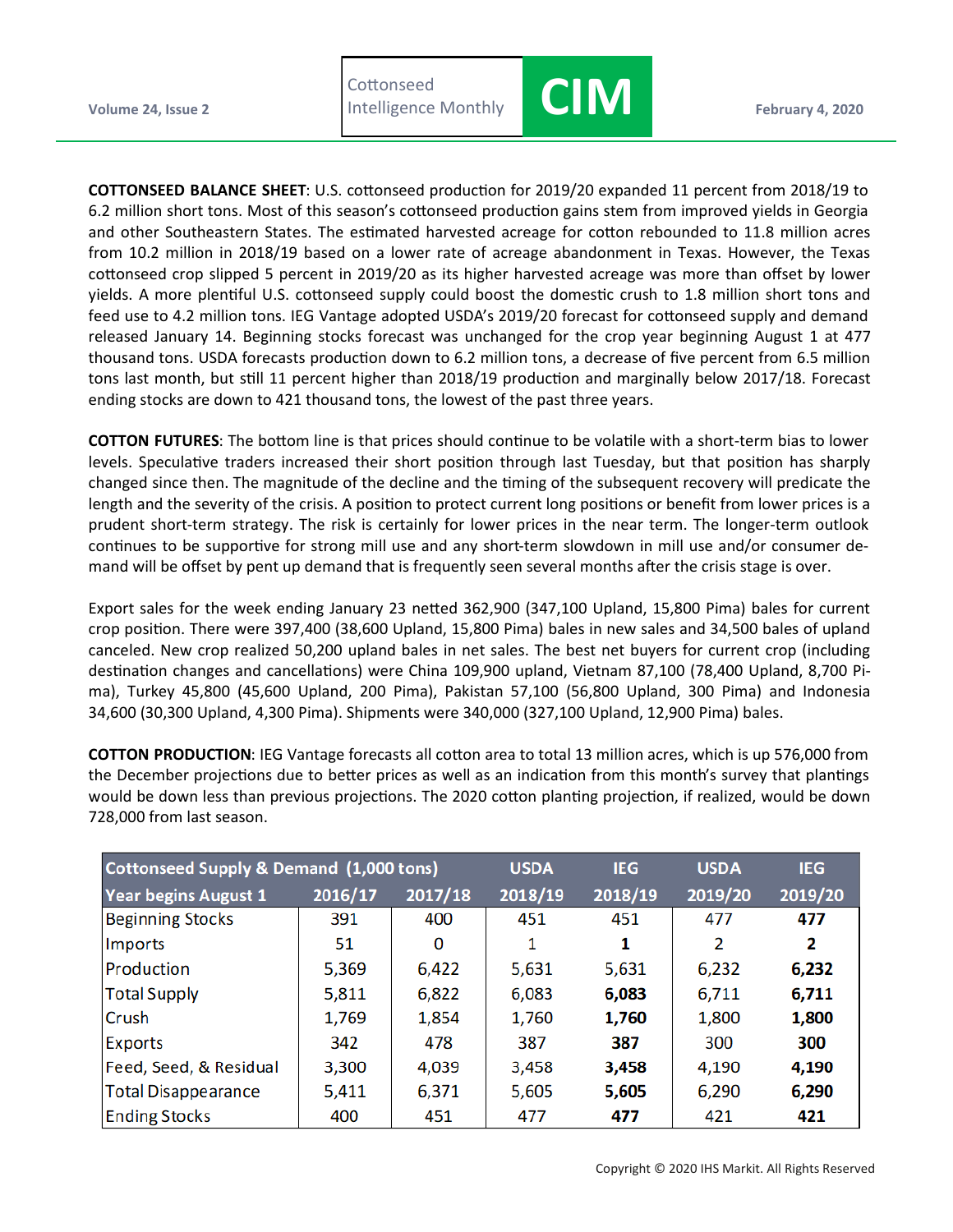**COTTONSEED BALANCE SHEET**: U.S. cottonseed production for 2019/20 expanded 11 percent from 2018/19 to 6.2 million short tons. Most of this season's cottonseed production gains stem from improved yields in Georgia and other Southeastern States. The estimated harvested acreage for cotton rebounded to 11.8 million acres from 10.2 million in 2018/19 based on a lower rate of acreage abandonment in Texas. However, the Texas cottonseed crop slipped 5 percent in 2019/20 as its higher harvested acreage was more than offset by lower yields. A more plentiful U.S. cottonseed supply could boost the domestic crush to 1.8 million short tons and feed use to 4.2 million tons. IEG Vantage adopted USDA's 2019/20 forecast for cottonseed supply and demand released January 14. Beginning stocks forecast was unchanged for the crop year beginning August 1 at 477 thousand tons. USDA forecasts production down to 6.2 million tons, a decrease of five percent from 6.5 million tons last month, but still 11 percent higher than 2018/19 production and marginally below 2017/18. Forecast ending stocks are down to 421 thousand tons, the lowest of the past three years.

**COTTON FUTURES**: The bottom line is that prices should continue to be volatile with a short-term bias to lower levels. Speculative traders increased their short position through last Tuesday, but that position has sharply changed since then. The magnitude of the decline and the timing of the subsequent recovery will predicate the length and the severity of the crisis. A position to protect current long positions or benefit from lower prices is a prudent short-term strategy. The risk is certainly for lower prices in the near term. The longer-term outlook continues to be supportive for strong mill use and any short-term slowdown in mill use and/or consumer demand will be offset by pent up demand that is frequently seen several months after the crisis stage is over.

Export sales for the week ending January 23 netted 362,900 (347,100 Upland, 15,800 Pima) bales for current crop position. There were 397,400 (38,600 Upland, 15,800 Pima) bales in new sales and 34,500 bales of upland canceled. New crop realized 50,200 upland bales in net sales. The best net buyers for current crop (including destination changes and cancellations) were China 109,900 upland, Vietnam 87,100 (78,400 Upland, 8,700 Pima), Turkey 45,800 (45,600 Upland, 200 Pima), Pakistan 57,100 (56,800 Upland, 300 Pima) and Indonesia 34,600 (30,300 Upland, 4,300 Pima). Shipments were 340,000 (327,100 Upland, 12,900 Pima) bales.

**COTTON PRODUCTION**: IEG Vantage forecasts all cotton area to total 13 million acres, which is up 576,000 from the December projections due to better prices as well as an indication from this month's survey that plantings would be down less than previous projections. The 2020 cotton planting projection, if realized, would be down 728,000 from last season.

| Cottonseed Supply & Demand (1,000 tons) | | | USDA | IEG | USDA | IEG |
|---|---|---|---|---|---|---|
| Year begins August 1 | 2016/17 | 2017/18 | 2018/19 | 2018/19 | 2019/20 | 2019/20 |
| Beginning Stocks | 391 | 400 | 451 | 451 | 477 | **477** |
| Imports | 51 | 0 | 1 | **1** | 2 | **2** |
| Production | 5,369 | 6,422 | 5,631 | 5,631 | 6,232 | **6,232** |
| Total Supply | 5,811 | 6,822 | 6,083 | **6,083** | 6,711 | **6,711** |
| Crush | 1,769 | 1,854 | 1,760 | **1,760** | 1,800 | **1,800** |
| Exports | 342 | 478 | 387 | **387** | 300 | **300** |
| Feed, Seed, & Residual | 3,300 | 4,039 | 3,458 | **3,458** | 4,190 | **4,190** |
| Total Disappearance | 5,411 | 6,371 | 5,605 | **5,605** | 6,290 | **6,290** |
| Ending Stocks | 400 | 451 | 477 | **477** | 421 | **421** |

Copyright © 2020 IHS Markit. All Rights Reserved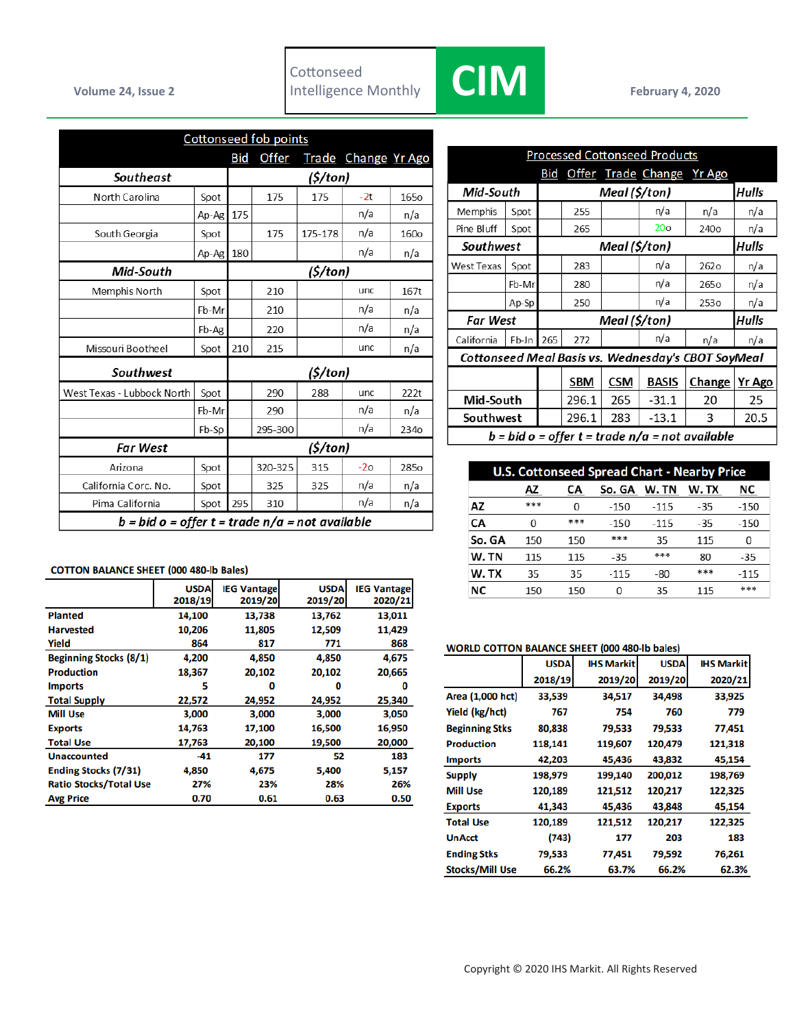Volume 24, Issue 2

Cottonseed Intelligence Monthly

# CIM

February 4, 2020

| Cottonseed fob points | | Bid | Offer | Trade | Change | Yr Ago |
|---|---|---|---|---|---|---|
| ***Southeast*** | | ***($/ton)*** | | | | |
| North Carolina | Spot | | 175 | 175 | -2t | 165o |
| | Ap-Ag | 175 | | | n/a | n/a |
| South Georgia | Spot | | 175 | 175-178 | n/a | 160o |
| | Ap-Ag | 180 | | | n/a | n/a |
| ***Mid-South*** | | ***($/ton)*** | | | | |
| Memphis North | Spot | | 210 | | unc | 167t |
| | Fb-Mr | | 210 | | n/a | n/a |
| | Fb-Ag | | 220 | | n/a | n/a |
| Missouri Bootheel | Spot | 210 | 215 | | unc | n/a |
| ***Southwest*** | | ***($/ton)*** | | | | |
| West Texas - Lubbock North | Spot | | 290 | 288 | unc | 222t |
| | Fb-Mr | | 290 | | n/a | n/a |
| | Fb-Sp | | 295-300 | | n/a | 234o |
| ***Far West*** | | ***($/ton)*** | | | | |
| Arizona | Spot | | 320-325 | 315 | -2o | 285o |
| California Corc. No. | Spot | | 325 | 325 | n/a | n/a |
| Pima California | Spot | 295 | 310 | | n/a | n/a |

*b = bid o = offer t = trade n/a = not available*

| Processed Cottonseed Products | | Bid | Offer | Trade | Change | Yr Ago | |
|---|---|---|---|---|---|---|---|
| ***Mid-South*** | | ***Meal ($/ton)*** | | | | | ***Hulls*** |
| Memphis | Spot | | 255 | | n/a | n/a | n/a |
| Pine Bluff | Spot | | 265 | | 20o | 240o | n/a |
| ***Southwest*** | | ***Meal ($/ton)*** | | | | | ***Hulls*** |
| West Texas | Spot | | 283 | | n/a | 262o | n/a |
| | Fb-Mr | | 280 | | n/a | 265o | n/a |
| | Ap-Sp | | 250 | | n/a | 253o | n/a |
| ***Far West*** | | ***Meal ($/ton)*** | | | | | ***Hulls*** |
| California | Fb-Jn | 265 | 272 | | n/a | n/a | n/a |

| *Cottonseed Meal Basis vs. Wednesday's CBOT SoyMeal* | SBM | CSM | BASIS | Change | Yr Ago |
|---|---|---|---|---|---|
| Mid-South | 296.1 | 265 | -31.1 | 20 | 25 |
| Southwest | 296.1 | 283 | -13.1 | 3 | 20.5 |

*b = bid o = offer t = trade n/a = not available*

**U.S. Cottonseed Spread Chart - Nearby Price**

| | AZ | CA | So. GA | W. TN | W. TX | NC |
|---|---|---|---|---|---|---|
| **AZ** | *** | 0 | -150 | -115 | -35 | -150 |
| **CA** | 0 | *** | -150 | -115 | -35 | -150 |
| **So. GA** | 150 | 150 | *** | 35 | 115 | 0 |
| **W. TN** | 115 | 115 | -35 | *** | 80 | -35 |
| **W. TX** | 35 | 35 | -115 | -80 | *** | -115 |
| **NC** | 150 | 150 | 0 | 35 | 115 | *** |

**COTTON BALANCE SHEET (000 480-lb Bales)**

| | USDA 2018/19 | IEG Vantage 2019/20 | USDA 2019/20 | IEG Vantage 2020/21 |
|---|---|---|---|---|
| Planted | 14,100 | 13,738 | 13,762 | 13,011 |
| Harvested | 10,206 | 11,805 | 12,509 | 11,429 |
| Yield | 864 | 817 | 771 | 868 |
| Beginning Stocks (8/1) | 4,200 | 4,850 | 4,850 | 4,675 |
| Production | 18,367 | 20,102 | 20,102 | 20,665 |
| Imports | 5 | 0 | 0 | 0 |
| Total Supply | 22,572 | 24,952 | 24,952 | 25,340 |
| Mill Use | 3,000 | 3,000 | 3,000 | 3,050 |
| Exports | 14,763 | 17,100 | 16,500 | 16,950 |
| Total Use | 17,763 | 20,100 | 19,500 | 20,000 |
| Unaccounted | -41 | 177 | 52 | 183 |
| Ending Stocks (7/31) | 4,850 | 4,675 | 5,400 | 5,157 |
| Ratio Stocks/Total Use | 27% | 23% | 28% | 26% |
| Avg Price | 0.70 | 0.61 | 0.63 | 0.50 |

**WORLD COTTON BALANCE SHEET (000 480-lb bales)**

| | USDA 2018/19 | IHS Markit 2019/20 | USDA 2019/20 | IHS Markit 2020/21 |
|---|---|---|---|---|
| Area (1,000 hct) | 33,539 | 34,517 | 34,498 | 33,925 |
| Yield (kg/hct) | 767 | 754 | 760 | 779 |
| Beginning Stks | 80,838 | 79,533 | 79,533 | 77,451 |
| Production | 118,141 | 119,607 | 120,479 | 121,318 |
| Imports | 42,203 | 45,436 | 43,832 | 45,154 |
| Supply | 198,979 | 199,140 | 200,012 | 198,769 |
| Mill Use | 120,189 | 121,512 | 120,217 | 122,325 |
| Exports | 41,343 | 45,436 | 43,848 | 45,154 |
| Total Use | 120,189 | 121,512 | 120,217 | 122,325 |
| UnAcct | (743) | 177 | 203 | 183 |
| Ending Stks | 79,533 | 77,451 | 79,592 | 76,261 |
| Stocks/Mill Use | 66.2% | 63.7% | 66.2% | 62.3% |

Copyright © 2020 IHS Markit. All Rights Reserved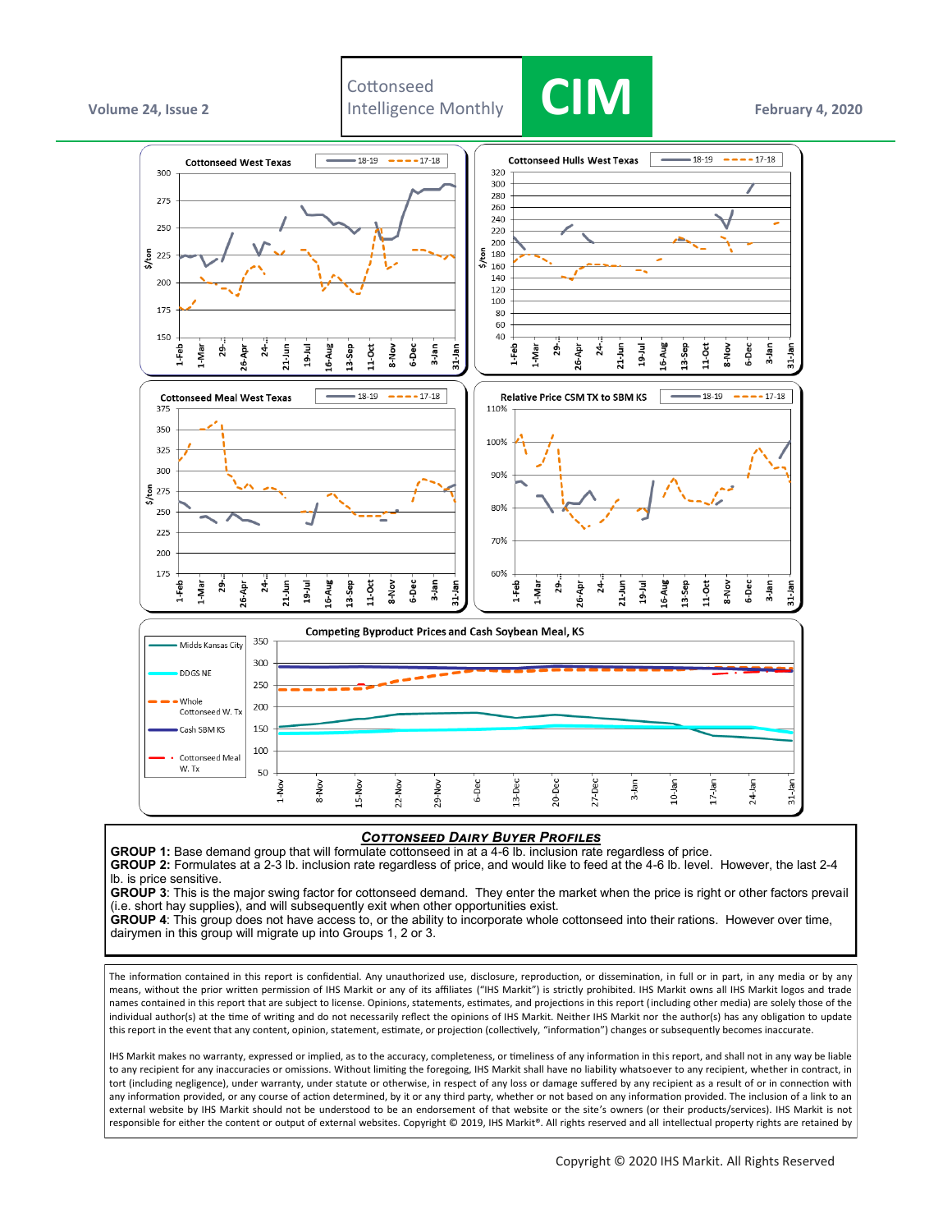Cottonseed West Texas

18-19 17-18

$/ton

300
275
250
225
200
175
150

1-Feb 1-Mar 29-... 26-Apr 24-... 21-Jun 19-Jul 16-Aug 13-Sep 11-Oct 8-Nov 6-Dec 3-Jan 31-Jan

Cottonseed Hulls West Texas

18-19 17-18

$/ton

320
300
280
260
240
220
200
180
160
140
120
100
80
60
40

1-Feb 1-Mar 29-... 26-Apr 24-... 21-Jun 19-Jul 16-Aug 13-Sep 11-Oct 8-Nov 6-Dec 3-Jan 31-Jan

Cottonseed Meal West Texas

18-19 17-18

$/ton

375
350
325
300
275
250
225
200
175

1-Feb 1-Mar 29-... 26-Apr 24-... 21-Jun 19-Jul 16-Aug 13-Sep 11-Oct 8-Nov 6-Dec 3-Jan 31-Jan

Relative Price CSM TX to SBM KS

18-19 17-18

110%
100%
90%
80%
70%
60%

1-Feb 1-Mar 29-... 26-Apr 24-... 21-Jun 19-Jul 16-Aug 13-Sep 11-Oct 8-Nov 6-Dec 3-Jan 31-Jan

Competing Byproduct Prices and Cash Soybean Meal, KS

Midds Kansas City
DDGS NE
Whole Cottonseed W. Tx
Cash SBM KS
Cottonseed Meal W. Tx

350
300
250
200
150
100
50

1-Nov 8-Nov 15-Nov 22-Nov 29-Nov 6-Dec 13-Dec 20-Dec 27-Dec 3-Jan 10-Jan 17-Jan 24-Jan 31-Jan

## *Cottonseed Dairy Buyer Profiles*

**GROUP 1:** Base demand group that will formulate cottonseed in at a 4-6 lb. inclusion rate regardless of price.

**GROUP 2:** Formulates at a 2-3 lb. inclusion rate regardless of price, and would like to feed at the 4-6 lb. level. However, the last 2-4 lb. is price sensitive.

**GROUP 3**: This is the major swing factor for cottonseed demand. They enter the market when the price is right or other factors prevail (i.e. short hay supplies), and will subsequently exit when other opportunities exist.

**GROUP 4**: This group does not have access to, or the ability to incorporate whole cottonseed into their rations. However over time, dairymen in this group will migrate up into Groups 1, 2 or 3.

The information contained in this report is confidential. Any unauthorized use, disclosure, reproduction, or dissemination, in full or in part, in any media or by any means, without the prior written permission of IHS Markit or any of its affiliates ("IHS Markit") is strictly prohibited. IHS Markit owns all IHS Markit logos and trade names contained in this report that are subject to license. Opinions, statements, estimates, and projections in this report (including other media) are solely those of the individual author(s) at the time of writing and do not necessarily reflect the opinions of IHS Markit. Neither IHS Markit nor the author(s) has any obligation to update this report in the event that any content, opinion, statement, estimate, or projection (collectively, "information") changes or subsequently becomes inaccurate.

IHS Markit makes no warranty, expressed or implied, as to the accuracy, completeness, or timeliness of any information in this report, and shall not in any way be liable to any recipient for any inaccuracies or omissions. Without limiting the foregoing, IHS Markit shall have no liability whatsoever to any recipient, whether in contract, in tort (including negligence), under warranty, under statute or otherwise, in respect of any loss or damage suffered by any recipient as a result of or in connection with any information provided, or any course of action determined, by it or any third party, whether or not based on any information provided. The inclusion of a link to an external website by IHS Markit should not be understood to be an endorsement of that website or the site's owners (or their products/services). IHS Markit is not responsible for either the content or output of external websites. Copyright © 2019, IHS Markit®. All rights reserved and all intellectual property rights are retained by

Copyright © 2020 IHS Markit. All Rights Reserved